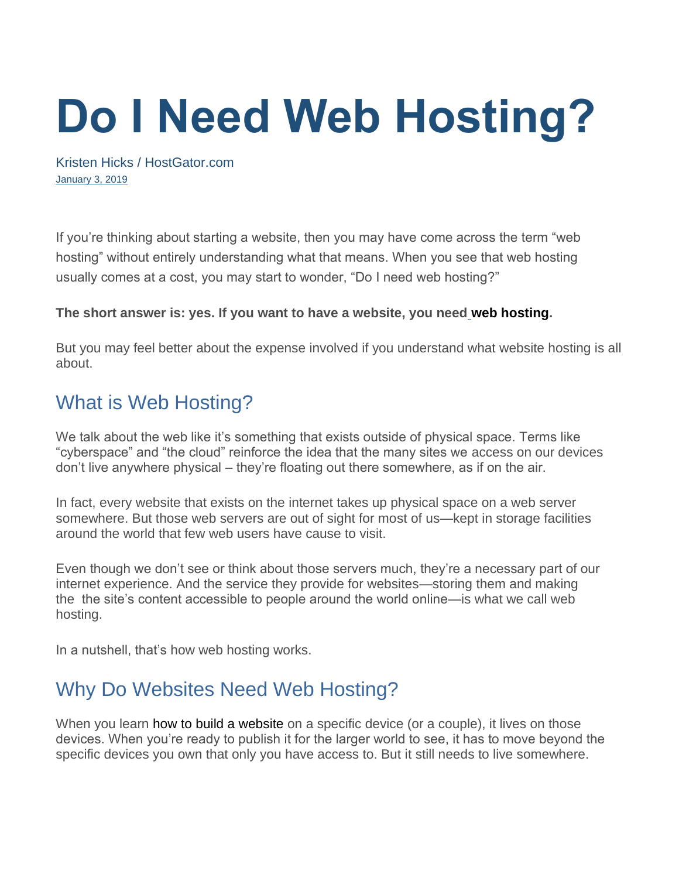# Do I Need Web Hosting?

Kristen Hicks / HostGator.com
January 3, 2019

If you're thinking about starting a website, then you may have come across the term "web hosting" without entirely understanding what that means. When you see that web hosting usually comes at a cost, you may start to wonder, "Do I need web hosting?"

**The short answer is: yes. If you want to have a website, you need web hosting.**

But you may feel better about the expense involved if you understand what website hosting is all about.

## What is Web Hosting?

We talk about the web like it's something that exists outside of physical space. Terms like "cyberspace" and "the cloud" reinforce the idea that the many sites we access on our devices don't live anywhere physical – they're floating out there somewhere, as if on the air.

In fact, every website that exists on the internet takes up physical space on a web server somewhere. But those web servers are out of sight for most of us—kept in storage facilities around the world that few web users have cause to visit.

Even though we don't see or think about those servers much, they're a necessary part of our internet experience. And the service they provide for websites—storing them and making the the site's content accessible to people around the world online—is what we call web hosting.

In a nutshell, that's how web hosting works.

## Why Do Websites Need Web Hosting?

When you learn how to build a website on a specific device (or a couple), it lives on those devices. When you're ready to publish it for the larger world to see, it has to move beyond the specific devices you own that only you have access to. But it still needs to live somewhere.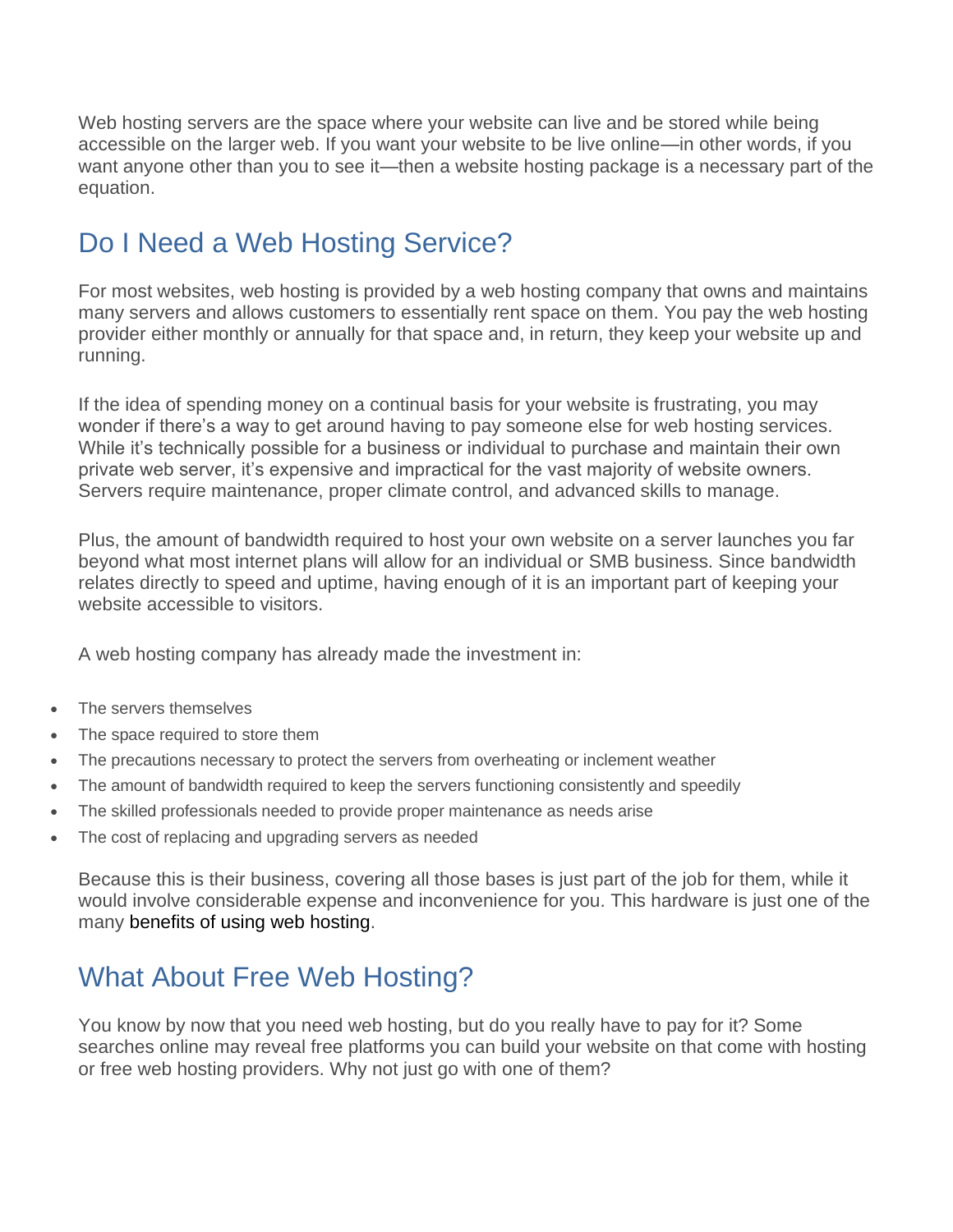Web hosting servers are the space where your website can live and be stored while being accessible on the larger web. If you want your website to be live online—in other words, if you want anyone other than you to see it—then a website hosting package is a necessary part of the equation.

## Do I Need a Web Hosting Service?

For most websites, web hosting is provided by a web hosting company that owns and maintains many servers and allows customers to essentially rent space on them. You pay the web hosting provider either monthly or annually for that space and, in return, they keep your website up and running.

If the idea of spending money on a continual basis for your website is frustrating, you may wonder if there's a way to get around having to pay someone else for web hosting services. While it's technically possible for a business or individual to purchase and maintain their own private web server, it's expensive and impractical for the vast majority of website owners. Servers require maintenance, proper climate control, and advanced skills to manage.

Plus, the amount of bandwidth required to host your own website on a server launches you far beyond what most internet plans will allow for an individual or SMB business. Since bandwidth relates directly to speed and uptime, having enough of it is an important part of keeping your website accessible to visitors.

A web hosting company has already made the investment in:

- The servers themselves
- The space required to store them
- The precautions necessary to protect the servers from overheating or inclement weather
- The amount of bandwidth required to keep the servers functioning consistently and speedily
- The skilled professionals needed to provide proper maintenance as needs arise
- The cost of replacing and upgrading servers as needed

Because this is their business, covering all those bases is just part of the job for them, while it would involve considerable expense and inconvenience for you. This hardware is just one of the many benefits of using web hosting.

## What About Free Web Hosting?

You know by now that you need web hosting, but do you really have to pay for it? Some searches online may reveal free platforms you can build your website on that come with hosting or free web hosting providers. Why not just go with one of them?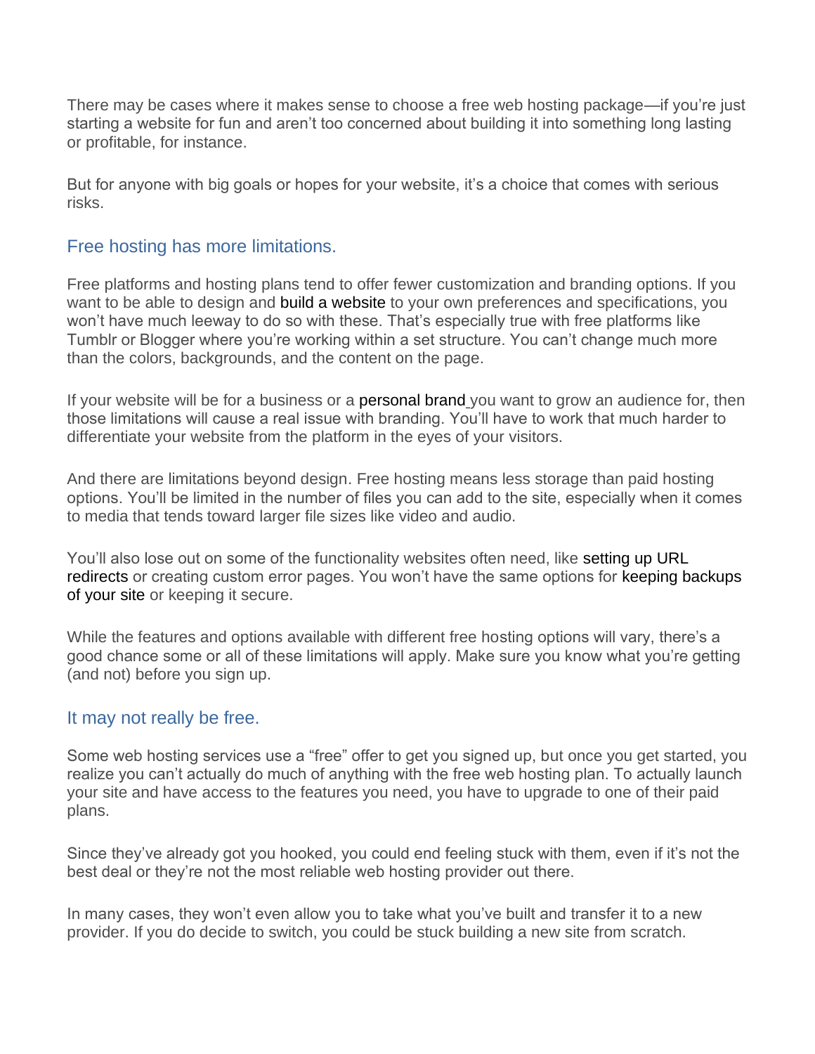There may be cases where it makes sense to choose a free web hosting package—if you're just starting a website for fun and aren't too concerned about building it into something long lasting or profitable, for instance.

But for anyone with big goals or hopes for your website, it's a choice that comes with serious risks.

## Free hosting has more limitations.

Free platforms and hosting plans tend to offer fewer customization and branding options. If you want to be able to design and build a website to your own preferences and specifications, you won't have much leeway to do so with these. That's especially true with free platforms like Tumblr or Blogger where you're working within a set structure. You can't change much more than the colors, backgrounds, and the content on the page.

If your website will be for a business or a personal brand you want to grow an audience for, then those limitations will cause a real issue with branding. You'll have to work that much harder to differentiate your website from the platform in the eyes of your visitors.

And there are limitations beyond design. Free hosting means less storage than paid hosting options. You'll be limited in the number of files you can add to the site, especially when it comes to media that tends toward larger file sizes like video and audio.

You'll also lose out on some of the functionality websites often need, like setting up URL redirects or creating custom error pages. You won't have the same options for keeping backups of your site or keeping it secure.

While the features and options available with different free hosting options will vary, there's a good chance some or all of these limitations will apply. Make sure you know what you're getting (and not) before you sign up.

## It may not really be free.

Some web hosting services use a "free" offer to get you signed up, but once you get started, you realize you can't actually do much of anything with the free web hosting plan. To actually launch your site and have access to the features you need, you have to upgrade to one of their paid plans.

Since they've already got you hooked, you could end feeling stuck with them, even if it's not the best deal or they're not the most reliable web hosting provider out there.

In many cases, they won't even allow you to take what you've built and transfer it to a new provider. If you do decide to switch, you could be stuck building a new site from scratch.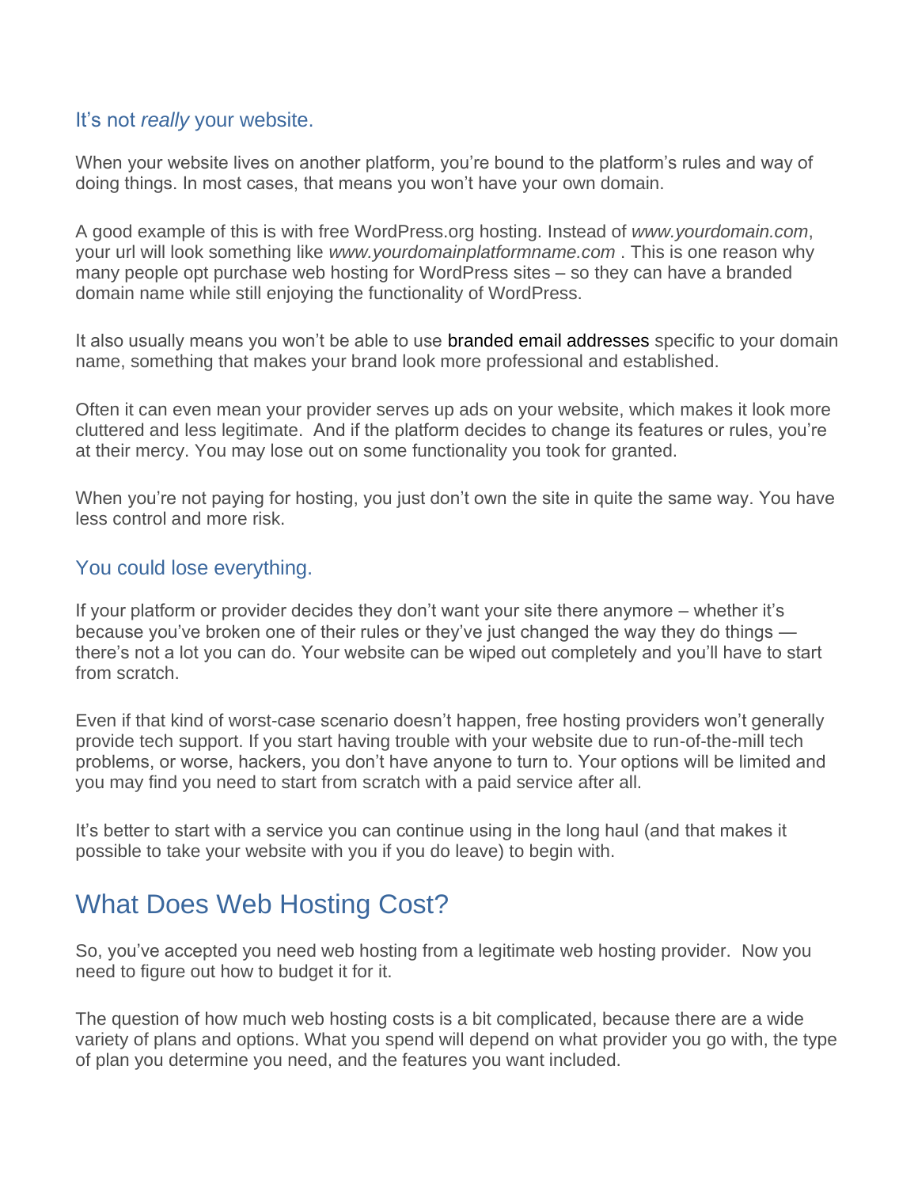### It's not *really* your website.

When your website lives on another platform, you're bound to the platform's rules and way of doing things. In most cases, that means you won't have your own domain.

A good example of this is with free WordPress.org hosting. Instead of *www.yourdomain.com*, your url will look something like *www.yourdomainplatformname.com* . This is one reason why many people opt purchase web hosting for WordPress sites – so they can have a branded domain name while still enjoying the functionality of WordPress.

It also usually means you won't be able to use branded email addresses specific to your domain name, something that makes your brand look more professional and established.

Often it can even mean your provider serves up ads on your website, which makes it look more cluttered and less legitimate. And if the platform decides to change its features or rules, you're at their mercy. You may lose out on some functionality you took for granted.

When you're not paying for hosting, you just don't own the site in quite the same way. You have less control and more risk.

### You could lose everything.

If your platform or provider decides they don't want your site there anymore – whether it's because you've broken one of their rules or they've just changed the way they do things — there's not a lot you can do. Your website can be wiped out completely and you'll have to start from scratch.

Even if that kind of worst-case scenario doesn't happen, free hosting providers won't generally provide tech support. If you start having trouble with your website due to run-of-the-mill tech problems, or worse, hackers, you don't have anyone to turn to. Your options will be limited and you may find you need to start from scratch with a paid service after all.

It's better to start with a service you can continue using in the long haul (and that makes it possible to take your website with you if you do leave) to begin with.

## What Does Web Hosting Cost?

So, you've accepted you need web hosting from a legitimate web hosting provider. Now you need to figure out how to budget it for it.

The question of how much web hosting costs is a bit complicated, because there are a wide variety of plans and options. What you spend will depend on what provider you go with, the type of plan you determine you need, and the features you want included.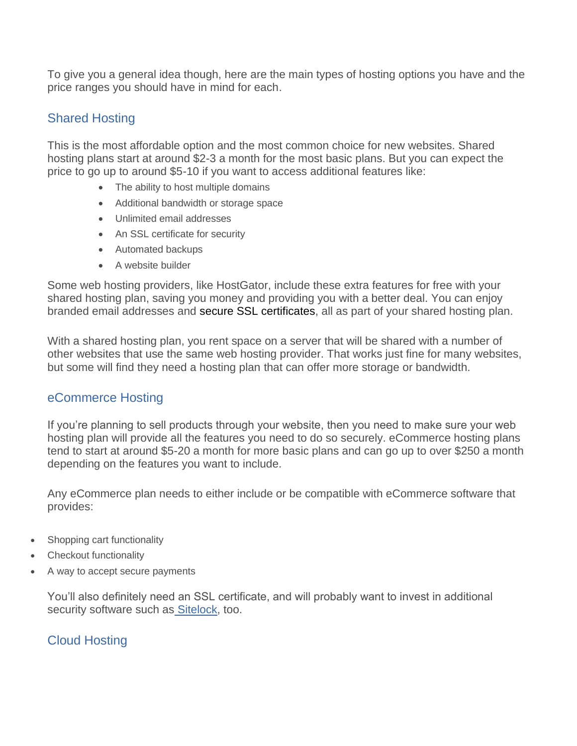To give you a general idea though, here are the main types of hosting options you have and the price ranges you should have in mind for each.

## Shared Hosting

This is the most affordable option and the most common choice for new websites. Shared hosting plans start at around $2-3 a month for the most basic plans. But you can expect the price to go up to around $5-10 if you want to access additional features like:

- The ability to host multiple domains
- Additional bandwidth or storage space
- Unlimited email addresses
- An SSL certificate for security
- Automated backups
- A website builder

Some web hosting providers, like HostGator, include these extra features for free with your shared hosting plan, saving you money and providing you with a better deal. You can enjoy branded email addresses and secure SSL certificates, all as part of your shared hosting plan.

With a shared hosting plan, you rent space on a server that will be shared with a number of other websites that use the same web hosting provider. That works just fine for many websites, but some will find they need a hosting plan that can offer more storage or bandwidth.

## eCommerce Hosting

If you're planning to sell products through your website, then you need to make sure your web hosting plan will provide all the features you need to do so securely. eCommerce hosting plans tend to start at around $5-20 a month for more basic plans and can go up to over $250 a month depending on the features you want to include.

Any eCommerce plan needs to either include or be compatible with eCommerce software that provides:

- Shopping cart functionality
- Checkout functionality
- A way to accept secure payments

You'll also definitely need an SSL certificate, and will probably want to invest in additional security software such as Sitelock, too.

## Cloud Hosting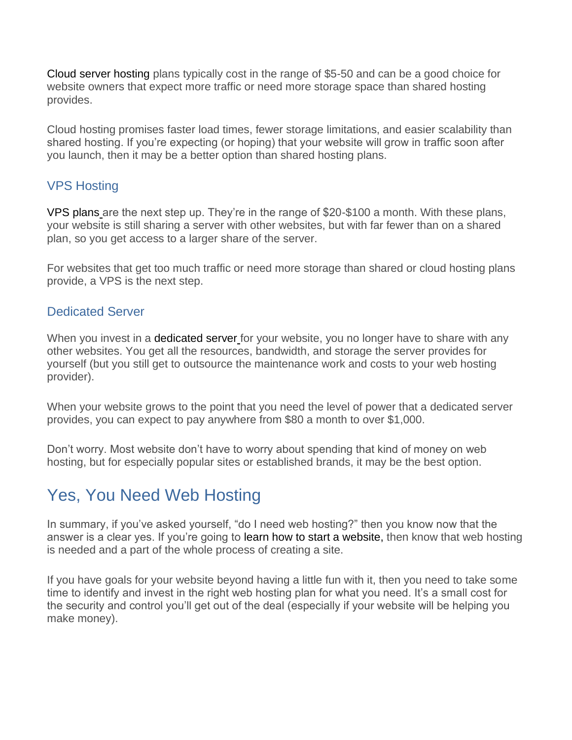Cloud server hosting plans typically cost in the range of $5-50 and can be a good choice for website owners that expect more traffic or need more storage space than shared hosting provides.

Cloud hosting promises faster load times, fewer storage limitations, and easier scalability than shared hosting. If you're expecting (or hoping) that your website will grow in traffic soon after you launch, then it may be a better option than shared hosting plans.

### VPS Hosting

VPS plans are the next step up. They're in the range of $20-$100 a month. With these plans, your website is still sharing a server with other websites, but with far fewer than on a shared plan, so you get access to a larger share of the server.

For websites that get too much traffic or need more storage than shared or cloud hosting plans provide, a VPS is the next step.

### Dedicated Server

When you invest in a dedicated server for your website, you no longer have to share with any other websites. You get all the resources, bandwidth, and storage the server provides for yourself (but you still get to outsource the maintenance work and costs to your web hosting provider).

When your website grows to the point that you need the level of power that a dedicated server provides, you can expect to pay anywhere from $80 a month to over $1,000.

Don't worry. Most website don't have to worry about spending that kind of money on web hosting, but for especially popular sites or established brands, it may be the best option.

## Yes, You Need Web Hosting

In summary, if you've asked yourself, "do I need web hosting?" then you know now that the answer is a clear yes. If you're going to learn how to start a website, then know that web hosting is needed and a part of the whole process of creating a site.

If you have goals for your website beyond having a little fun with it, then you need to take some time to identify and invest in the right web hosting plan for what you need. It's a small cost for the security and control you'll get out of the deal (especially if your website will be helping you make money).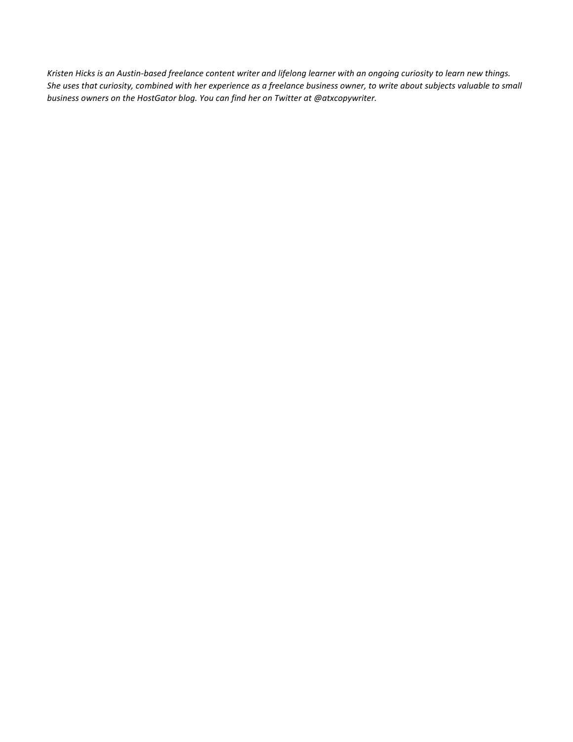*Kristen Hicks is an Austin-based freelance content writer and lifelong learner with an ongoing curiosity to learn new things. She uses that curiosity, combined with her experience as a freelance business owner, to write about subjects valuable to small business owners on the HostGator blog. You can find her on Twitter at @atxcopywriter.*